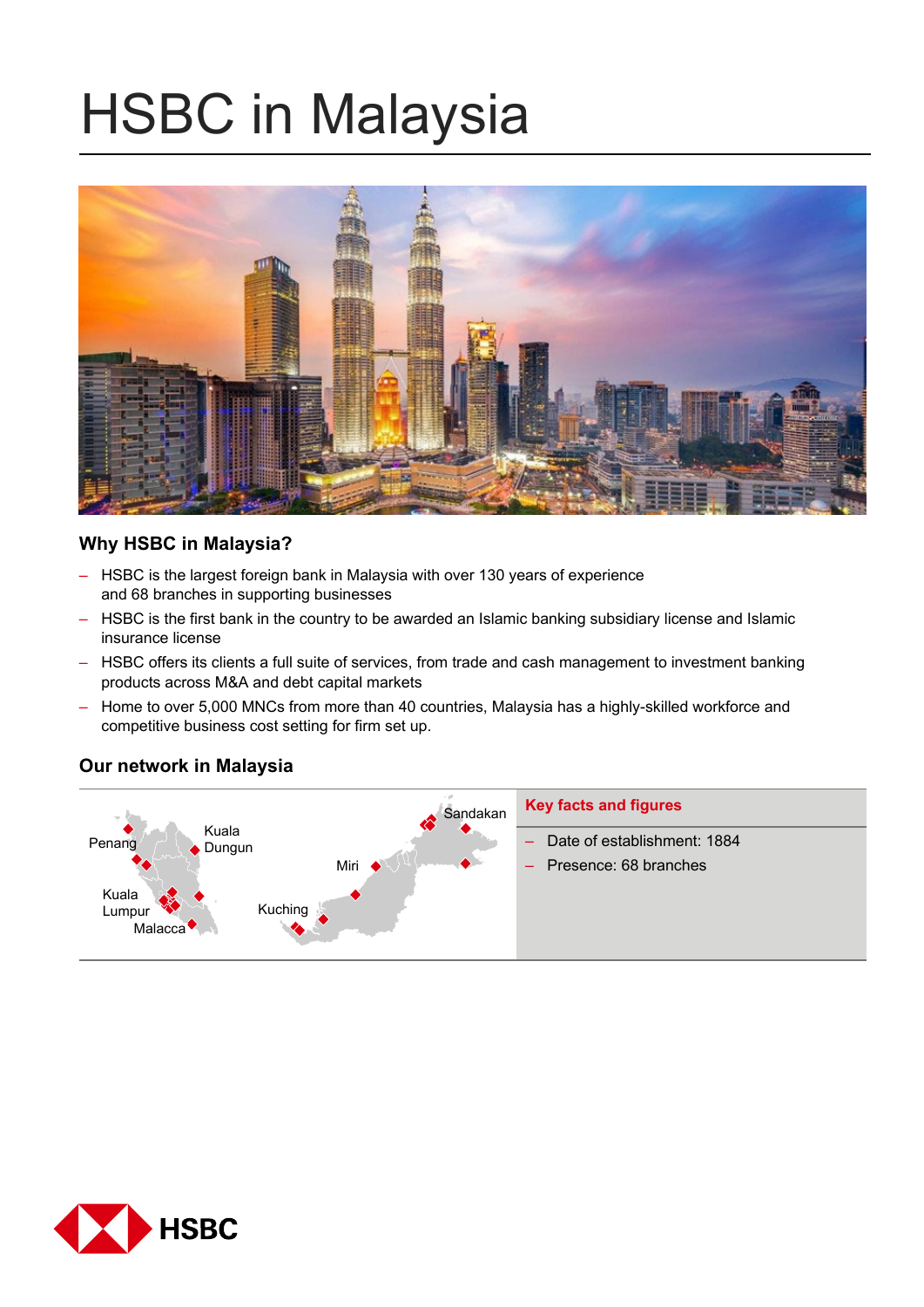# HSBC in Malaysia

### Why HSBC in Malaysia?

- HSBC is the largest foreign bank in Malaysia with over 130 years of experience and 68 branches in supporting businesses
- HSBC is the first bank in the country to be awarded an Islamic banking subsidiary license and Islamic insurance license
- HSBC offers its clients a full suite of services, from trade and cash management to investment banking products across M&A and debt capital markets
- Home to over 5,000 MNCs from more than 40 countries, Malaysia has a highly-skilled workforce and competitive business cost setting for firm set up.

### Our network in Malaysia

Penang, Kuala Dungun, Kuala Lumpur, Malacca, Kuching, Miri, Sandakan

**Key facts and figures**

- Date of establishment: 1884
- Presence: 68 branches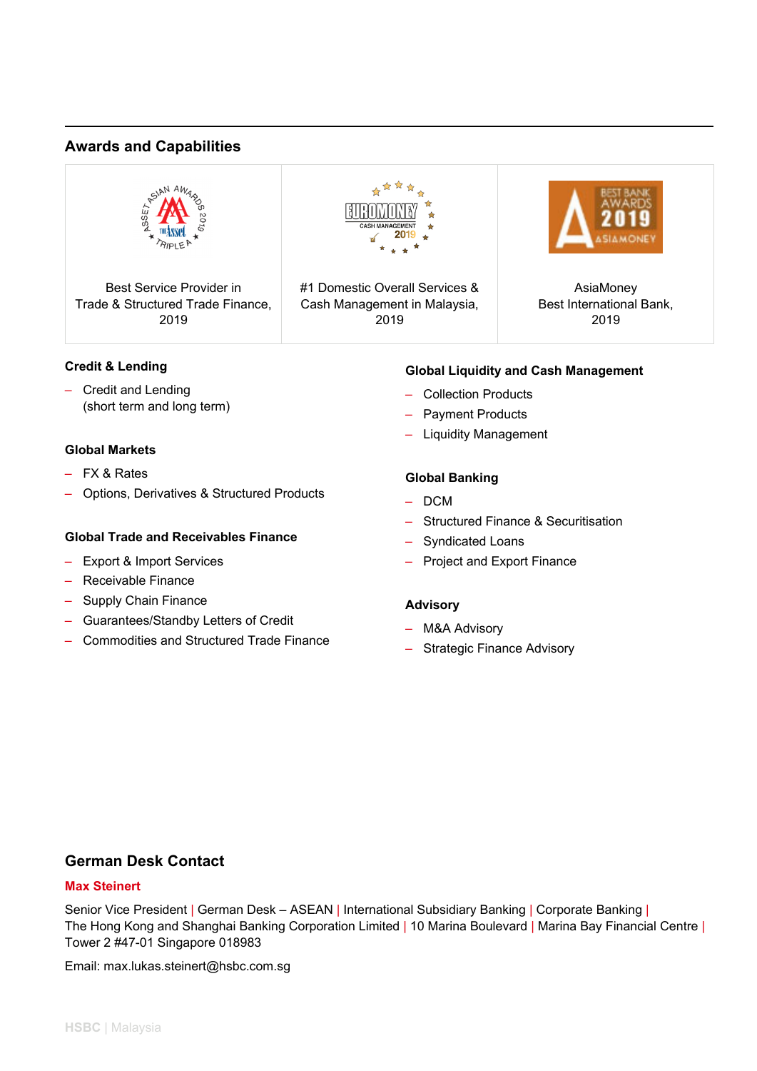## Awards and Capabilities

| | | |
|---|---|---|
| Best Service Provider in Trade & Structured Trade Finance, 2019 | #1 Domestic Overall Services & Cash Management in Malaysia, 2019 | AsiaMoney Best International Bank, 2019 |

### Credit & Lending

- Credit and Lending (short term and long term)

### Global Markets

- FX & Rates
- Options, Derivatives & Structured Products

### Global Trade and Receivables Finance

- Export & Import Services
- Receivable Finance
- Supply Chain Finance
- Guarantees/Standby Letters of Credit
- Commodities and Structured Trade Finance

### Global Liquidity and Cash Management

- Collection Products
- Payment Products
- Liquidity Management

### Global Banking

- DCM
- Structured Finance & Securitisation
- Syndicated Loans
- Project and Export Finance

### Advisory

- M&A Advisory
- Strategic Finance Advisory

## German Desk Contact

**Max Steinert**

Senior Vice President | German Desk – ASEAN | International Subsidiary Banking | Corporate Banking | The Hong Kong and Shanghai Banking Corporation Limited | 10 Marina Boulevard | Marina Bay Financial Centre | Tower 2 #47-01 Singapore 018983

Email: max.lukas.steinert@hsbc.com.sg